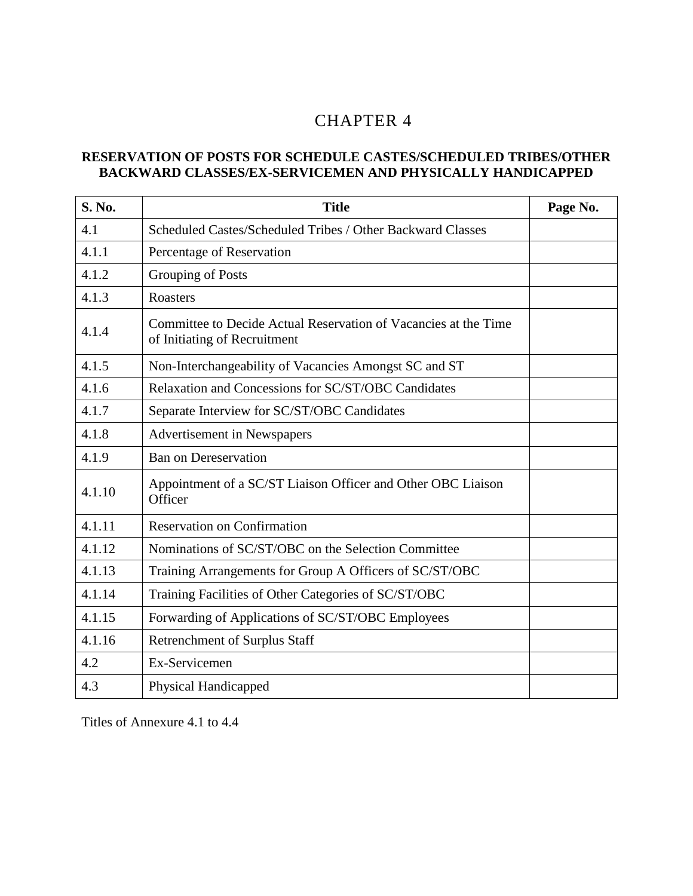# CHAPTER 4

## RESERVATION OF POSTS FOR SCHEDULE CASTES/SCHEDULED TRIBES/OTHER BACKWARD CLASSES/EX-SERVICEMEN AND PHYSICALLY HANDICAPPED

| S. No. | Title | Page No. |
|---|---|---|
| 4.1 | Scheduled Castes/Scheduled Tribes / Other Backward Classes | |
| 4.1.1 | Percentage of Reservation | |
| 4.1.2 | Grouping of Posts | |
| 4.1.3 | Roasters | |
| 4.1.4 | Committee to Decide Actual Reservation of Vacancies at the Time of Initiating of Recruitment | |
| 4.1.5 | Non-Interchangeability of Vacancies Amongst SC and ST | |
| 4.1.6 | Relaxation and Concessions for SC/ST/OBC Candidates | |
| 4.1.7 | Separate Interview for SC/ST/OBC Candidates | |
| 4.1.8 | Advertisement in Newspapers | |
| 4.1.9 | Ban on Dereservation | |
| 4.1.10 | Appointment of a SC/ST Liaison Officer and Other OBC Liaison Officer | |
| 4.1.11 | Reservation on Confirmation | |
| 4.1.12 | Nominations of SC/ST/OBC on the Selection Committee | |
| 4.1.13 | Training Arrangements for Group A Officers of SC/ST/OBC | |
| 4.1.14 | Training Facilities of Other Categories of SC/ST/OBC | |
| 4.1.15 | Forwarding of Applications of SC/ST/OBC Employees | |
| 4.1.16 | Retrenchment of Surplus Staff | |
| 4.2 | Ex-Servicemen | |
| 4.3 | Physical Handicapped | |

Titles of Annexure 4.1 to 4.4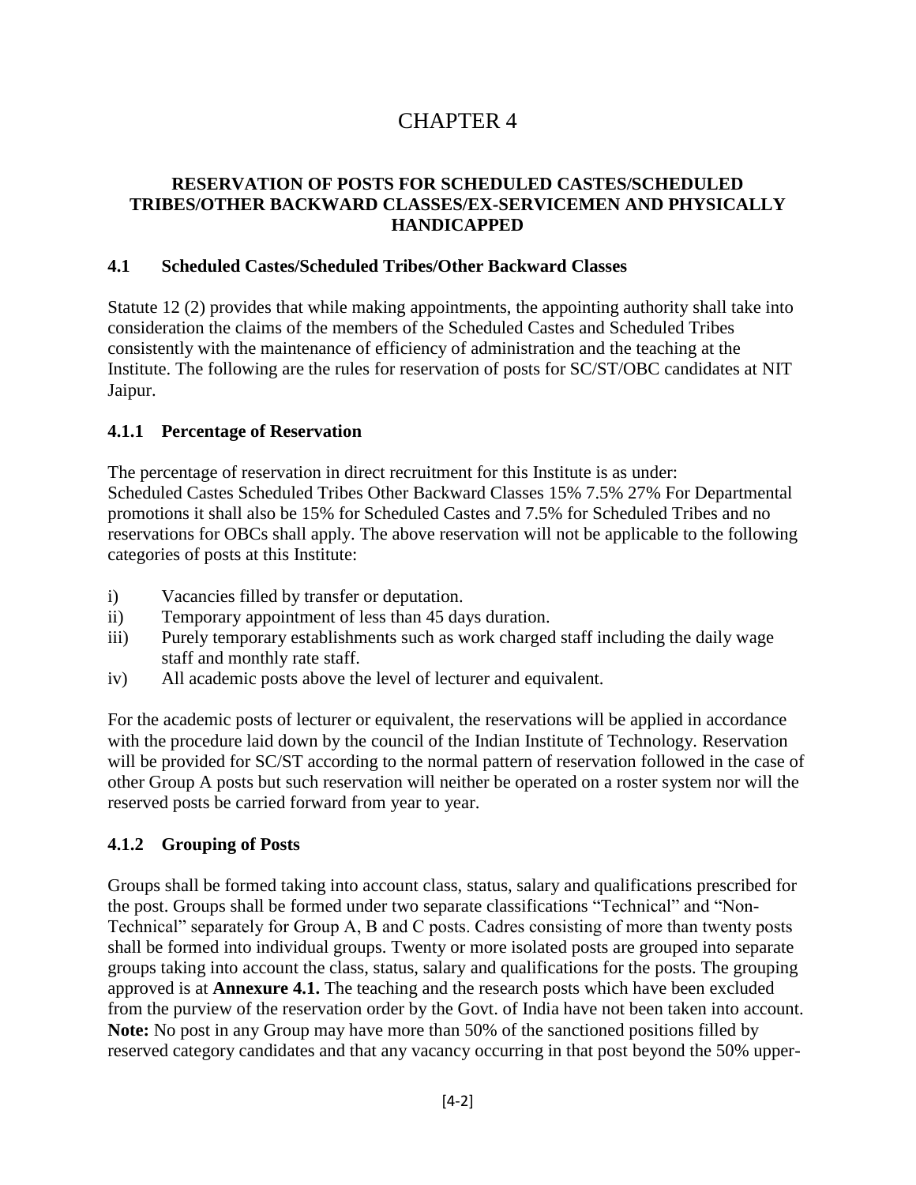# CHAPTER 4

## RESERVATION OF POSTS FOR SCHEDULED CASTES/SCHEDULED TRIBES/OTHER BACKWARD CLASSES/EX-SERVICEMEN AND PHYSICALLY HANDICAPPED

### 4.1 Scheduled Castes/Scheduled Tribes/Other Backward Classes

Statute 12 (2) provides that while making appointments, the appointing authority shall take into consideration the claims of the members of the Scheduled Castes and Scheduled Tribes consistently with the maintenance of efficiency of administration and the teaching at the Institute. The following are the rules for reservation of posts for SC/ST/OBC candidates at NIT Jaipur.

### 4.1.1 Percentage of Reservation

The percentage of reservation in direct recruitment for this Institute is as under: Scheduled Castes Scheduled Tribes Other Backward Classes 15% 7.5% 27% For Departmental promotions it shall also be 15% for Scheduled Castes and 7.5% for Scheduled Tribes and no reservations for OBCs shall apply. The above reservation will not be applicable to the following categories of posts at this Institute:

i) Vacancies filled by transfer or deputation.
ii) Temporary appointment of less than 45 days duration.
iii) Purely temporary establishments such as work charged staff including the daily wage staff and monthly rate staff.
iv) All academic posts above the level of lecturer and equivalent.

For the academic posts of lecturer or equivalent, the reservations will be applied in accordance with the procedure laid down by the council of the Indian Institute of Technology. Reservation will be provided for SC/ST according to the normal pattern of reservation followed in the case of other Group A posts but such reservation will neither be operated on a roster system nor will the reserved posts be carried forward from year to year.

### 4.1.2 Grouping of Posts

Groups shall be formed taking into account class, status, salary and qualifications prescribed for the post. Groups shall be formed under two separate classifications "Technical" and "Non-Technical" separately for Group A, B and C posts. Cadres consisting of more than twenty posts shall be formed into individual groups. Twenty or more isolated posts are grouped into separate groups taking into account the class, status, salary and qualifications for the posts. The grouping approved is at **Annexure 4.1.** The teaching and the research posts which have been excluded from the purview of the reservation order by the Govt. of India have not been taken into account. **Note:** No post in any Group may have more than 50% of the sanctioned positions filled by reserved category candidates and that any vacancy occurring in that post beyond the 50% upper-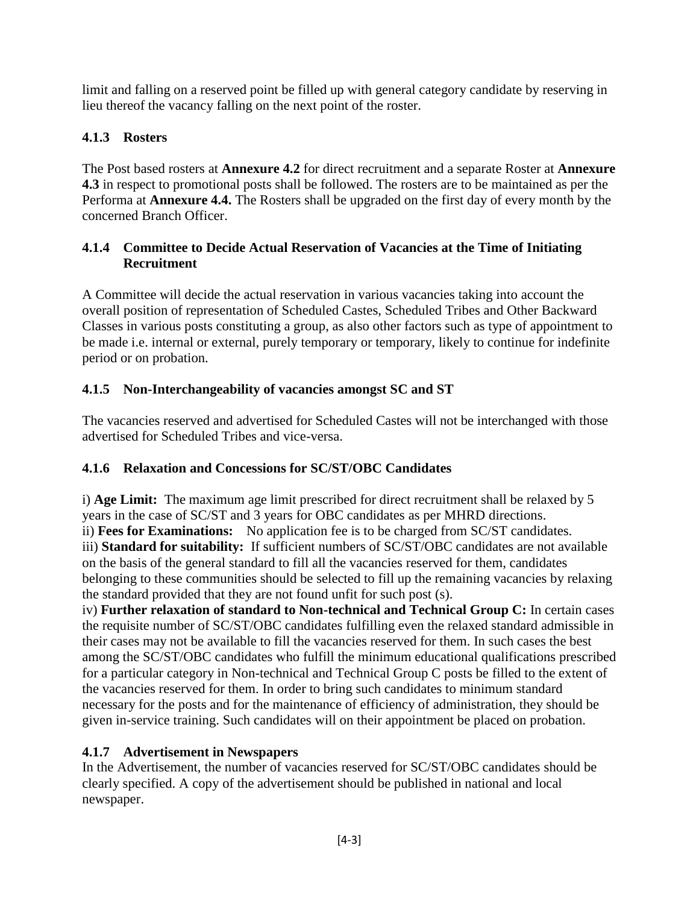limit and falling on a reserved point be filled up with general category candidate by reserving in lieu thereof the vacancy falling on the next point of the roster.

### 4.1.3 Rosters

The Post based rosters at **Annexure 4.2** for direct recruitment and a separate Roster at **Annexure 4.3** in respect to promotional posts shall be followed. The rosters are to be maintained as per the Performa at **Annexure 4.4.** The Rosters shall be upgraded on the first day of every month by the concerned Branch Officer.

### 4.1.4 Committee to Decide Actual Reservation of Vacancies at the Time of Initiating Recruitment

A Committee will decide the actual reservation in various vacancies taking into account the overall position of representation of Scheduled Castes, Scheduled Tribes and Other Backward Classes in various posts constituting a group, as also other factors such as type of appointment to be made i.e. internal or external, purely temporary or temporary, likely to continue for indefinite period or on probation.

### 4.1.5 Non-Interchangeability of vacancies amongst SC and ST

The vacancies reserved and advertised for Scheduled Castes will not be interchanged with those advertised for Scheduled Tribes and vice-versa.

### 4.1.6 Relaxation and Concessions for SC/ST/OBC Candidates

i) **Age Limit:** The maximum age limit prescribed for direct recruitment shall be relaxed by 5 years in the case of SC/ST and 3 years for OBC candidates as per MHRD directions.
ii) **Fees for Examinations:** No application fee is to be charged from SC/ST candidates.
iii) **Standard for suitability:** If sufficient numbers of SC/ST/OBC candidates are not available on the basis of the general standard to fill all the vacancies reserved for them, candidates belonging to these communities should be selected to fill up the remaining vacancies by relaxing the standard provided that they are not found unfit for such post (s).
iv) **Further relaxation of standard to Non-technical and Technical Group C:** In certain cases the requisite number of SC/ST/OBC candidates fulfilling even the relaxed standard admissible in their cases may not be available to fill the vacancies reserved for them. In such cases the best among the SC/ST/OBC candidates who fulfill the minimum educational qualifications prescribed for a particular category in Non-technical and Technical Group C posts be filled to the extent of the vacancies reserved for them. In order to bring such candidates to minimum standard necessary for the posts and for the maintenance of efficiency of administration, they should be given in-service training. Such candidates will on their appointment be placed on probation.

### 4.1.7 Advertisement in Newspapers

In the Advertisement, the number of vacancies reserved for SC/ST/OBC candidates should be clearly specified. A copy of the advertisement should be published in national and local newspaper.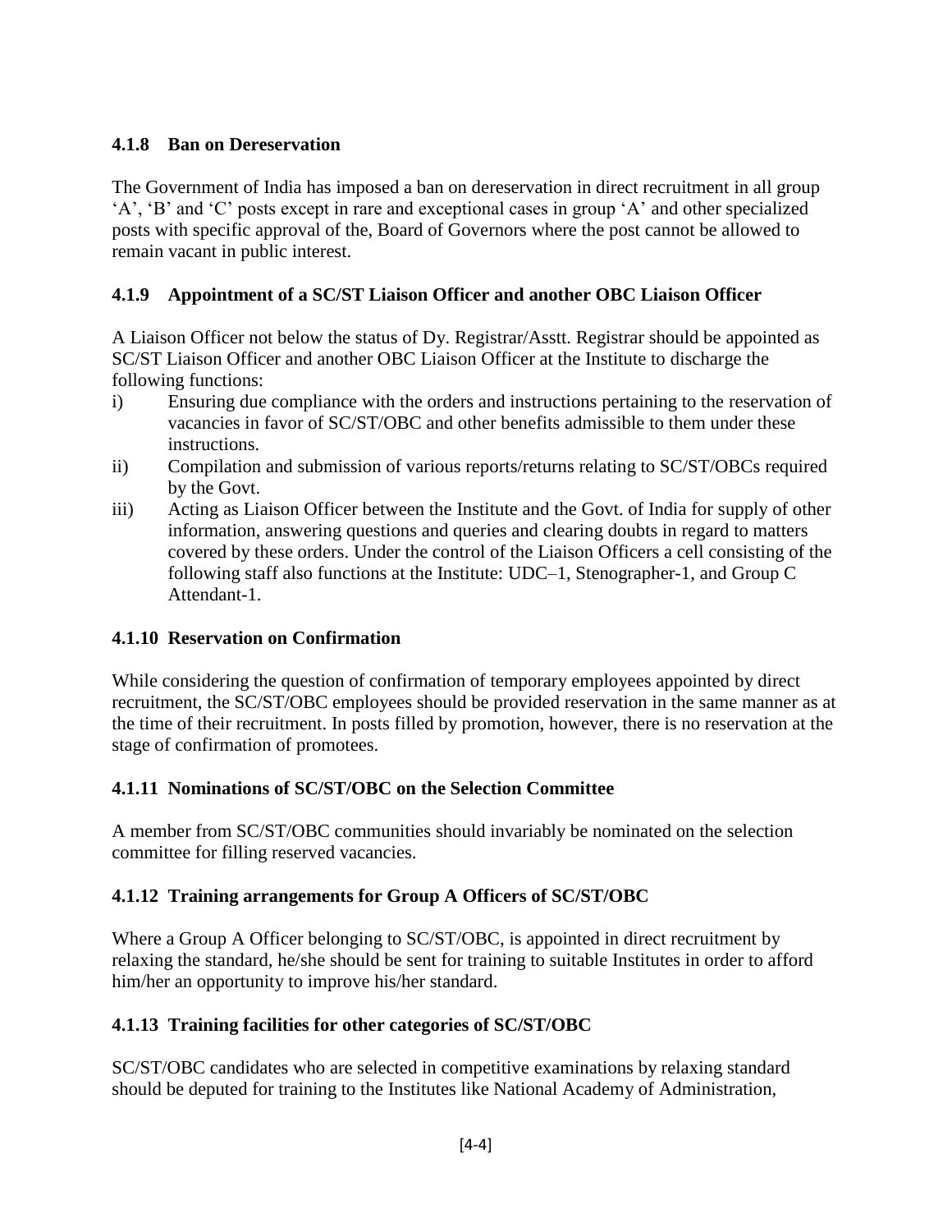### 4.1.8 Ban on Dereservation

The Government of India has imposed a ban on dereservation in direct recruitment in all group 'A', 'B' and 'C' posts except in rare and exceptional cases in group 'A' and other specialized posts with specific approval of the, Board of Governors where the post cannot be allowed to remain vacant in public interest.

### 4.1.9 Appointment of a SC/ST Liaison Officer and another OBC Liaison Officer

A Liaison Officer not below the status of Dy. Registrar/Asstt. Registrar should be appointed as SC/ST Liaison Officer and another OBC Liaison Officer at the Institute to discharge the following functions:

i) Ensuring due compliance with the orders and instructions pertaining to the reservation of vacancies in favor of SC/ST/OBC and other benefits admissible to them under these instructions.
ii) Compilation and submission of various reports/returns relating to SC/ST/OBCs required by the Govt.
iii) Acting as Liaison Officer between the Institute and the Govt. of India for supply of other information, answering questions and queries and clearing doubts in regard to matters covered by these orders. Under the control of the Liaison Officers a cell consisting of the following staff also functions at the Institute: UDC–1, Stenographer-1, and Group C Attendant-1.

### 4.1.10 Reservation on Confirmation

While considering the question of confirmation of temporary employees appointed by direct recruitment, the SC/ST/OBC employees should be provided reservation in the same manner as at the time of their recruitment. In posts filled by promotion, however, there is no reservation at the stage of confirmation of promotees.

### 4.1.11 Nominations of SC/ST/OBC on the Selection Committee

A member from SC/ST/OBC communities should invariably be nominated on the selection committee for filling reserved vacancies.

### 4.1.12 Training arrangements for Group A Officers of SC/ST/OBC

Where a Group A Officer belonging to SC/ST/OBC, is appointed in direct recruitment by relaxing the standard, he/she should be sent for training to suitable Institutes in order to afford him/her an opportunity to improve his/her standard.

### 4.1.13 Training facilities for other categories of SC/ST/OBC

SC/ST/OBC candidates who are selected in competitive examinations by relaxing standard should be deputed for training to the Institutes like National Academy of Administration,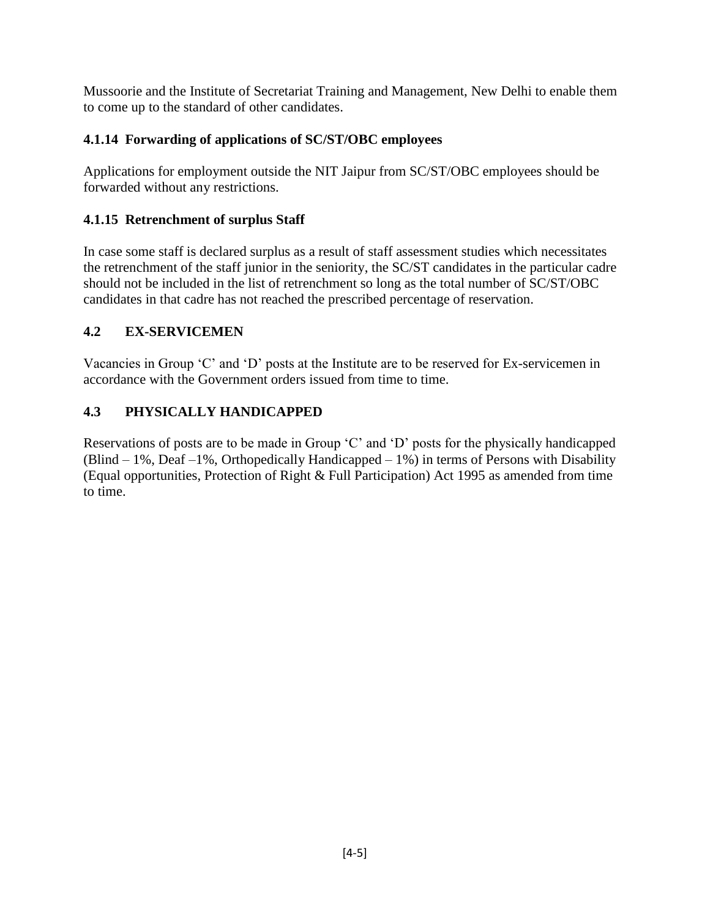Mussoorie and the Institute of Secretariat Training and Management, New Delhi to enable them to come up to the standard of other candidates.

#### 4.1.14 Forwarding of applications of SC/ST/OBC employees

Applications for employment outside the NIT Jaipur from SC/ST/OBC employees should be forwarded without any restrictions.

#### 4.1.15 Retrenchment of surplus Staff

In case some staff is declared surplus as a result of staff assessment studies which necessitates the retrenchment of the staff junior in the seniority, the SC/ST candidates in the particular cadre should not be included in the list of retrenchment so long as the total number of SC/ST/OBC candidates in that cadre has not reached the prescribed percentage of reservation.

### 4.2 EX-SERVICEMEN

Vacancies in Group 'C' and 'D' posts at the Institute are to be reserved for Ex-servicemen in accordance with the Government orders issued from time to time.

### 4.3 PHYSICALLY HANDICAPPED

Reservations of posts are to be made in Group 'C' and 'D' posts for the physically handicapped (Blind – 1%, Deaf –1%, Orthopedically Handicapped – 1%) in terms of Persons with Disability (Equal opportunities, Protection of Right & Full Participation) Act 1995 as amended from time to time.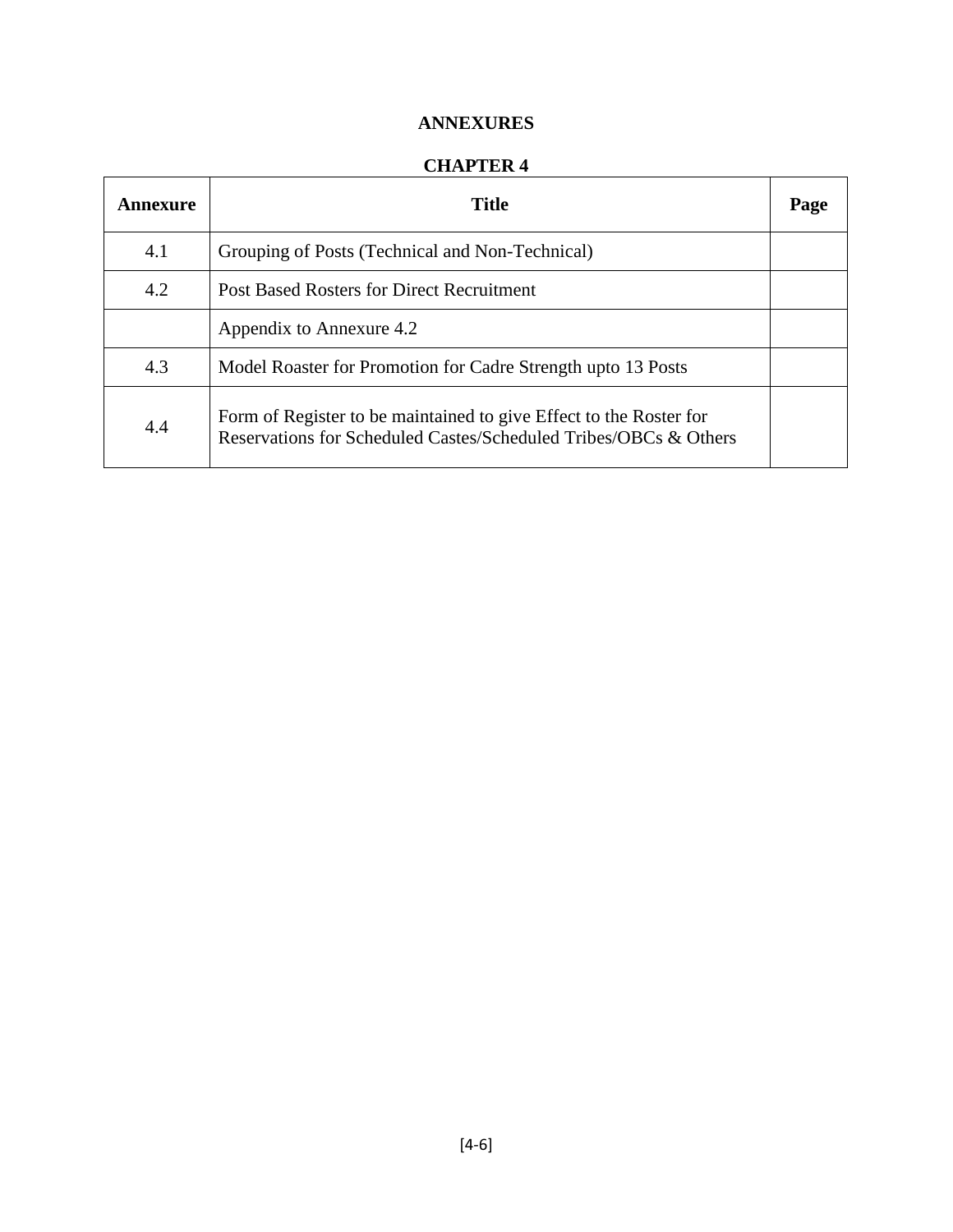## ANNEXURES

## CHAPTER 4

| Annexure | Title | Page |
|---|---|---|
| 4.1 | Grouping of Posts (Technical and Non-Technical) | |
| 4.2 | Post Based Rosters for Direct Recruitment | |
| | Appendix to Annexure 4.2 | |
| 4.3 | Model Roaster for Promotion for Cadre Strength upto 13 Posts | |
| 4.4 | Form of Register to be maintained to give Effect to the Roster for Reservations for Scheduled Castes/Scheduled Tribes/OBCs & Others | |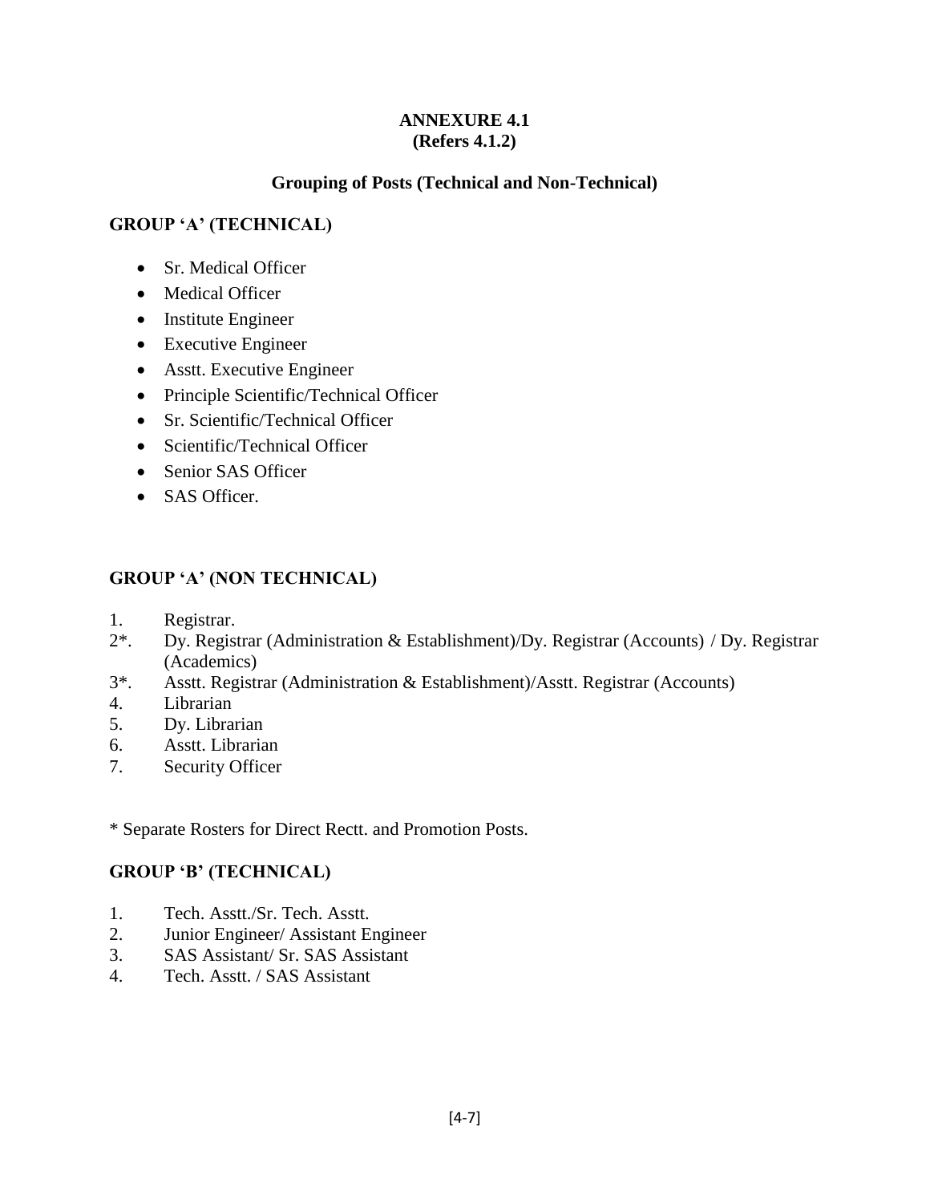## ANNEXURE 4.1
**(Refers 4.1.2)**

### Grouping of Posts (Technical and Non-Technical)

**GROUP 'A' (TECHNICAL)**

- Sr. Medical Officer
- Medical Officer
- Institute Engineer
- Executive Engineer
- Asstt. Executive Engineer
- Principle Scientific/Technical Officer
- Sr. Scientific/Technical Officer
- Scientific/Technical Officer
- Senior SAS Officer
- SAS Officer.

**GROUP 'A' (NON TECHNICAL)**

1. Registrar.
2*. Dy. Registrar (Administration & Establishment)/Dy. Registrar (Accounts) / Dy. Registrar (Academics)
3*. Asstt. Registrar (Administration & Establishment)/Asstt. Registrar (Accounts)
4. Librarian
5. Dy. Librarian
6. Asstt. Librarian
7. Security Officer

* Separate Rosters for Direct Rectt. and Promotion Posts.

**GROUP 'B' (TECHNICAL)**

1. Tech. Asstt./Sr. Tech. Asstt.
2. Junior Engineer/ Assistant Engineer
3. SAS Assistant/ Sr. SAS Assistant
4. Tech. Asstt. / SAS Assistant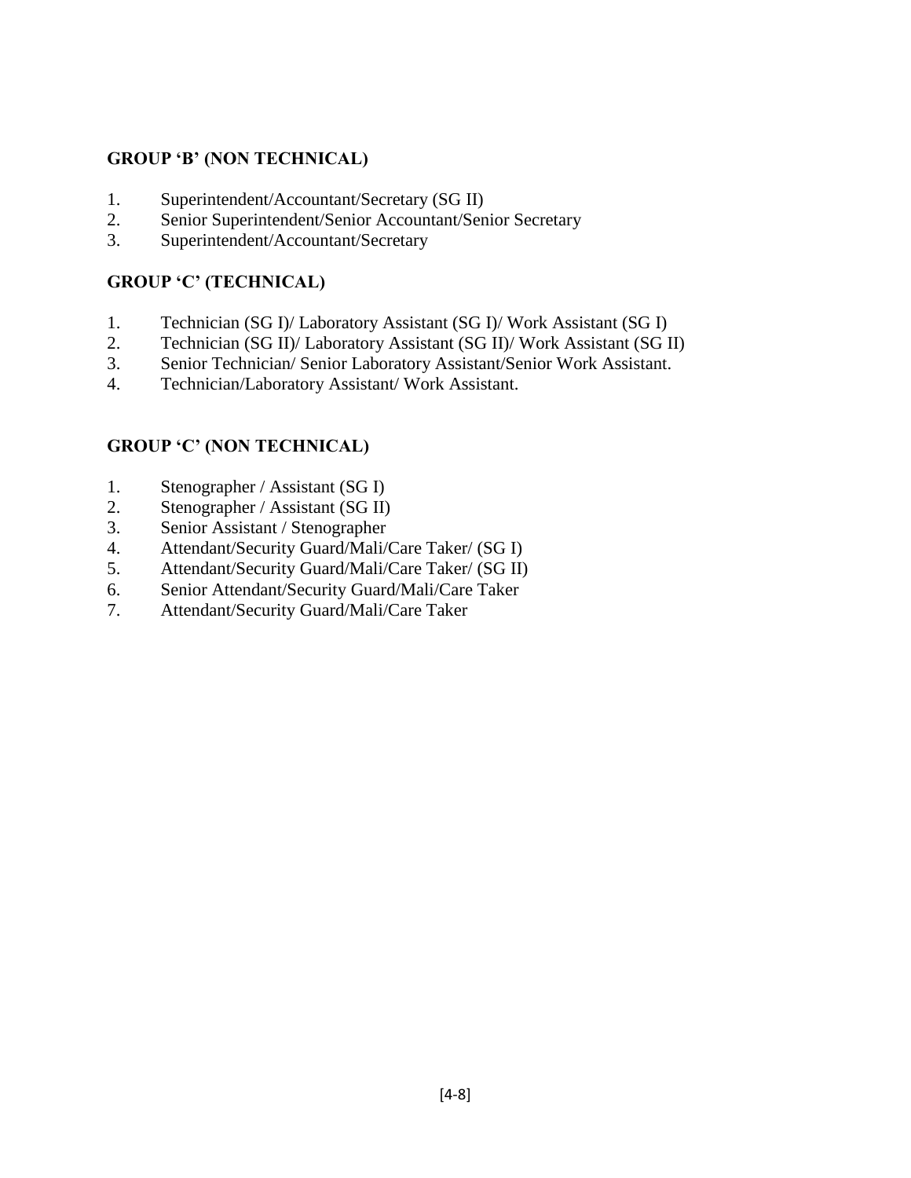**GROUP 'B' (NON TECHNICAL)**

1. Superintendent/Accountant/Secretary (SG II)
2. Senior Superintendent/Senior Accountant/Senior Secretary
3. Superintendent/Accountant/Secretary

**GROUP 'C' (TECHNICAL)**

1. Technician (SG I)/ Laboratory Assistant (SG I)/ Work Assistant (SG I)
2. Technician (SG II)/ Laboratory Assistant (SG II)/ Work Assistant (SG II)
3. Senior Technician/ Senior Laboratory Assistant/Senior Work Assistant.
4. Technician/Laboratory Assistant/ Work Assistant.

**GROUP 'C' (NON TECHNICAL)**

1. Stenographer / Assistant (SG I)
2. Stenographer / Assistant (SG II)
3. Senior Assistant / Stenographer
4. Attendant/Security Guard/Mali/Care Taker/ (SG I)
5. Attendant/Security Guard/Mali/Care Taker/ (SG II)
6. Senior Attendant/Security Guard/Mali/Care Taker
7. Attendant/Security Guard/Mali/Care Taker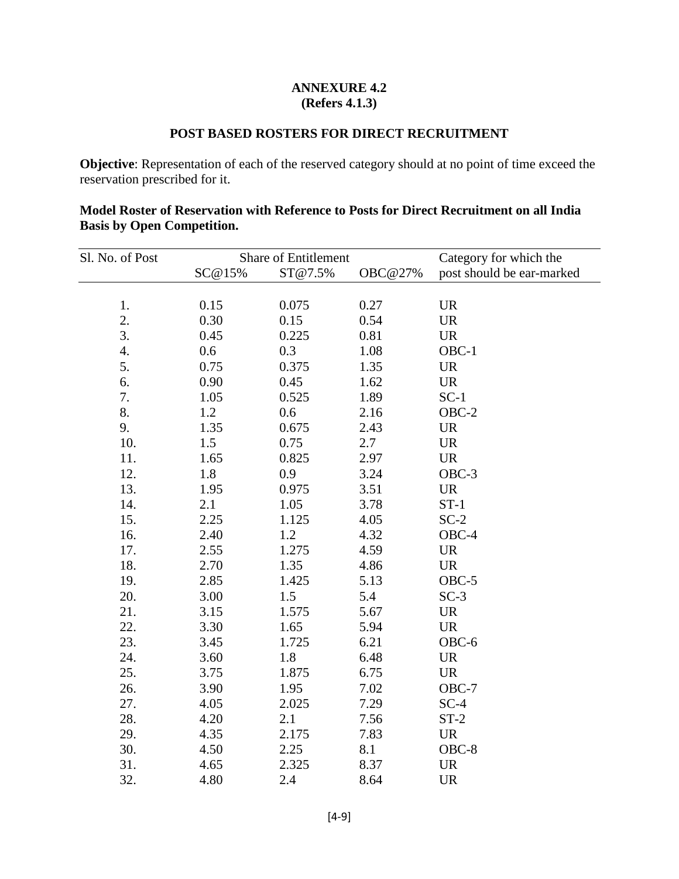**ANNEXURE 4.2**
**(Refers 4.1.3)**

**POST BASED ROSTERS FOR DIRECT RECRUITMENT**

**Objective**: Representation of each of the reserved category should at no point of time exceed the reservation prescribed for it.

**Model Roster of Reservation with Reference to Posts for Direct Recruitment on all India Basis by Open Competition.**

| Sl. No. of Post | Share of Entitlement | | | Category for which the |
|---|---|---|---|---|
| | SC@15% | ST@7.5% | OBC@27% | post should be ear-marked |
| 1. | 0.15 | 0.075 | 0.27 | UR |
| 2. | 0.30 | 0.15 | 0.54 | UR |
| 3. | 0.45 | 0.225 | 0.81 | UR |
| 4. | 0.6 | 0.3 | 1.08 | OBC-1 |
| 5. | 0.75 | 0.375 | 1.35 | UR |
| 6. | 0.90 | 0.45 | 1.62 | UR |
| 7. | 1.05 | 0.525 | 1.89 | SC-1 |
| 8. | 1.2 | 0.6 | 2.16 | OBC-2 |
| 9. | 1.35 | 0.675 | 2.43 | UR |
| 10. | 1.5 | 0.75 | 2.7 | UR |
| 11. | 1.65 | 0.825 | 2.97 | UR |
| 12. | 1.8 | 0.9 | 3.24 | OBC-3 |
| 13. | 1.95 | 0.975 | 3.51 | UR |
| 14. | 2.1 | 1.05 | 3.78 | ST-1 |
| 15. | 2.25 | 1.125 | 4.05 | SC-2 |
| 16. | 2.40 | 1.2 | 4.32 | OBC-4 |
| 17. | 2.55 | 1.275 | 4.59 | UR |
| 18. | 2.70 | 1.35 | 4.86 | UR |
| 19. | 2.85 | 1.425 | 5.13 | OBC-5 |
| 20. | 3.00 | 1.5 | 5.4 | SC-3 |
| 21. | 3.15 | 1.575 | 5.67 | UR |
| 22. | 3.30 | 1.65 | 5.94 | UR |
| 23. | 3.45 | 1.725 | 6.21 | OBC-6 |
| 24. | 3.60 | 1.8 | 6.48 | UR |
| 25. | 3.75 | 1.875 | 6.75 | UR |
| 26. | 3.90 | 1.95 | 7.02 | OBC-7 |
| 27. | 4.05 | 2.025 | 7.29 | SC-4 |
| 28. | 4.20 | 2.1 | 7.56 | ST-2 |
| 29. | 4.35 | 2.175 | 7.83 | UR |
| 30. | 4.50 | 2.25 | 8.1 | OBC-8 |
| 31. | 4.65 | 2.325 | 8.37 | UR |
| 32. | 4.80 | 2.4 | 8.64 | UR |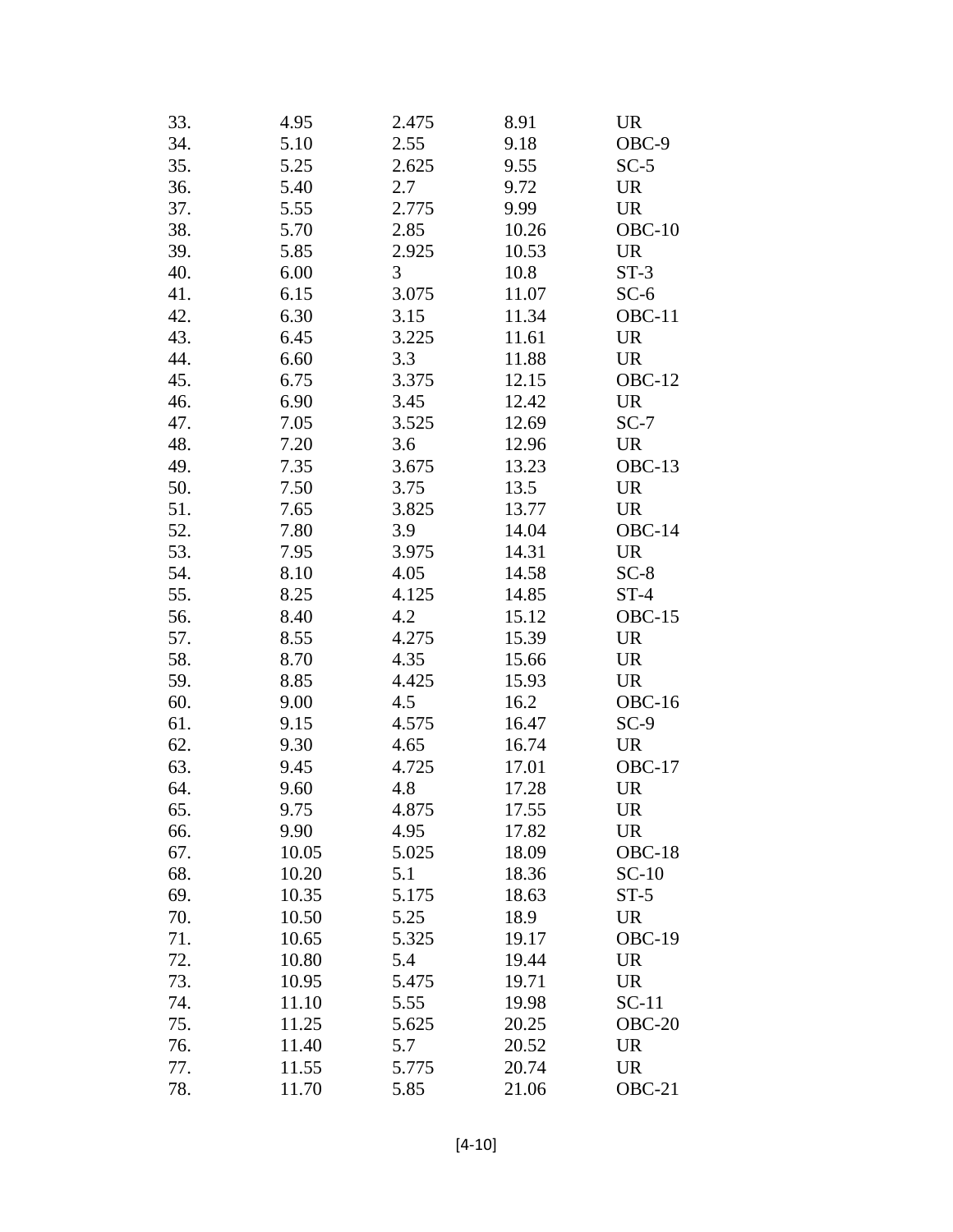| | | | | |
|---|---|---|---|---|
| 33. | 4.95 | 2.475 | 8.91 | UR |
| 34. | 5.10 | 2.55 | 9.18 | OBC-9 |
| 35. | 5.25 | 2.625 | 9.55 | SC-5 |
| 36. | 5.40 | 2.7 | 9.72 | UR |
| 37. | 5.55 | 2.775 | 9.99 | UR |
| 38. | 5.70 | 2.85 | 10.26 | OBC-10 |
| 39. | 5.85 | 2.925 | 10.53 | UR |
| 40. | 6.00 | 3 | 10.8 | ST-3 |
| 41. | 6.15 | 3.075 | 11.07 | SC-6 |
| 42. | 6.30 | 3.15 | 11.34 | OBC-11 |
| 43. | 6.45 | 3.225 | 11.61 | UR |
| 44. | 6.60 | 3.3 | 11.88 | UR |
| 45. | 6.75 | 3.375 | 12.15 | OBC-12 |
| 46. | 6.90 | 3.45 | 12.42 | UR |
| 47. | 7.05 | 3.525 | 12.69 | SC-7 |
| 48. | 7.20 | 3.6 | 12.96 | UR |
| 49. | 7.35 | 3.675 | 13.23 | OBC-13 |
| 50. | 7.50 | 3.75 | 13.5 | UR |
| 51. | 7.65 | 3.825 | 13.77 | UR |
| 52. | 7.80 | 3.9 | 14.04 | OBC-14 |
| 53. | 7.95 | 3.975 | 14.31 | UR |
| 54. | 8.10 | 4.05 | 14.58 | SC-8 |
| 55. | 8.25 | 4.125 | 14.85 | ST-4 |
| 56. | 8.40 | 4.2 | 15.12 | OBC-15 |
| 57. | 8.55 | 4.275 | 15.39 | UR |
| 58. | 8.70 | 4.35 | 15.66 | UR |
| 59. | 8.85 | 4.425 | 15.93 | UR |
| 60. | 9.00 | 4.5 | 16.2 | OBC-16 |
| 61. | 9.15 | 4.575 | 16.47 | SC-9 |
| 62. | 9.30 | 4.65 | 16.74 | UR |
| 63. | 9.45 | 4.725 | 17.01 | OBC-17 |
| 64. | 9.60 | 4.8 | 17.28 | UR |
| 65. | 9.75 | 4.875 | 17.55 | UR |
| 66. | 9.90 | 4.95 | 17.82 | UR |
| 67. | 10.05 | 5.025 | 18.09 | OBC-18 |
| 68. | 10.20 | 5.1 | 18.36 | SC-10 |
| 69. | 10.35 | 5.175 | 18.63 | ST-5 |
| 70. | 10.50 | 5.25 | 18.9 | UR |
| 71. | 10.65 | 5.325 | 19.17 | OBC-19 |
| 72. | 10.80 | 5.4 | 19.44 | UR |
| 73. | 10.95 | 5.475 | 19.71 | UR |
| 74. | 11.10 | 5.55 | 19.98 | SC-11 |
| 75. | 11.25 | 5.625 | 20.25 | OBC-20 |
| 76. | 11.40 | 5.7 | 20.52 | UR |
| 77. | 11.55 | 5.775 | 20.74 | UR |
| 78. | 11.70 | 5.85 | 21.06 | OBC-21 |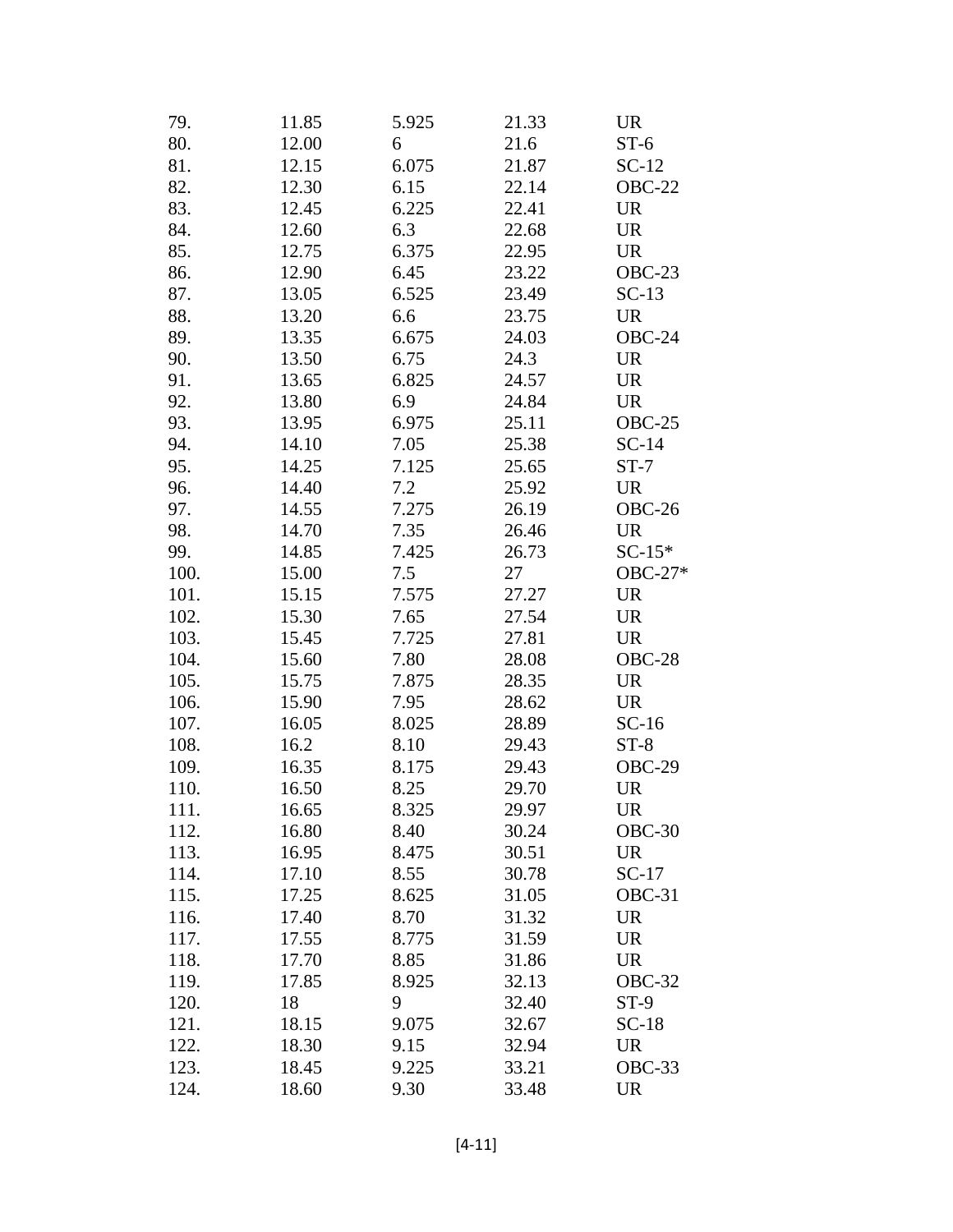| | | | | |
|---|---|---|---|---|
| 79. | 11.85 | 5.925 | 21.33 | UR |
| 80. | 12.00 | 6 | 21.6 | ST-6 |
| 81. | 12.15 | 6.075 | 21.87 | SC-12 |
| 82. | 12.30 | 6.15 | 22.14 | OBC-22 |
| 83. | 12.45 | 6.225 | 22.41 | UR |
| 84. | 12.60 | 6.3 | 22.68 | UR |
| 85. | 12.75 | 6.375 | 22.95 | UR |
| 86. | 12.90 | 6.45 | 23.22 | OBC-23 |
| 87. | 13.05 | 6.525 | 23.49 | SC-13 |
| 88. | 13.20 | 6.6 | 23.75 | UR |
| 89. | 13.35 | 6.675 | 24.03 | OBC-24 |
| 90. | 13.50 | 6.75 | 24.3 | UR |
| 91. | 13.65 | 6.825 | 24.57 | UR |
| 92. | 13.80 | 6.9 | 24.84 | UR |
| 93. | 13.95 | 6.975 | 25.11 | OBC-25 |
| 94. | 14.10 | 7.05 | 25.38 | SC-14 |
| 95. | 14.25 | 7.125 | 25.65 | ST-7 |
| 96. | 14.40 | 7.2 | 25.92 | UR |
| 97. | 14.55 | 7.275 | 26.19 | OBC-26 |
| 98. | 14.70 | 7.35 | 26.46 | UR |
| 99. | 14.85 | 7.425 | 26.73 | SC-15* |
| 100. | 15.00 | 7.5 | 27 | OBC-27* |
| 101. | 15.15 | 7.575 | 27.27 | UR |
| 102. | 15.30 | 7.65 | 27.54 | UR |
| 103. | 15.45 | 7.725 | 27.81 | UR |
| 104. | 15.60 | 7.80 | 28.08 | OBC-28 |
| 105. | 15.75 | 7.875 | 28.35 | UR |
| 106. | 15.90 | 7.95 | 28.62 | UR |
| 107. | 16.05 | 8.025 | 28.89 | SC-16 |
| 108. | 16.2 | 8.10 | 29.43 | ST-8 |
| 109. | 16.35 | 8.175 | 29.43 | OBC-29 |
| 110. | 16.50 | 8.25 | 29.70 | UR |
| 111. | 16.65 | 8.325 | 29.97 | UR |
| 112. | 16.80 | 8.40 | 30.24 | OBC-30 |
| 113. | 16.95 | 8.475 | 30.51 | UR |
| 114. | 17.10 | 8.55 | 30.78 | SC-17 |
| 115. | 17.25 | 8.625 | 31.05 | OBC-31 |
| 116. | 17.40 | 8.70 | 31.32 | UR |
| 117. | 17.55 | 8.775 | 31.59 | UR |
| 118. | 17.70 | 8.85 | 31.86 | UR |
| 119. | 17.85 | 8.925 | 32.13 | OBC-32 |
| 120. | 18 | 9 | 32.40 | ST-9 |
| 121. | 18.15 | 9.075 | 32.67 | SC-18 |
| 122. | 18.30 | 9.15 | 32.94 | UR |
| 123. | 18.45 | 9.225 | 33.21 | OBC-33 |
| 124. | 18.60 | 9.30 | 33.48 | UR |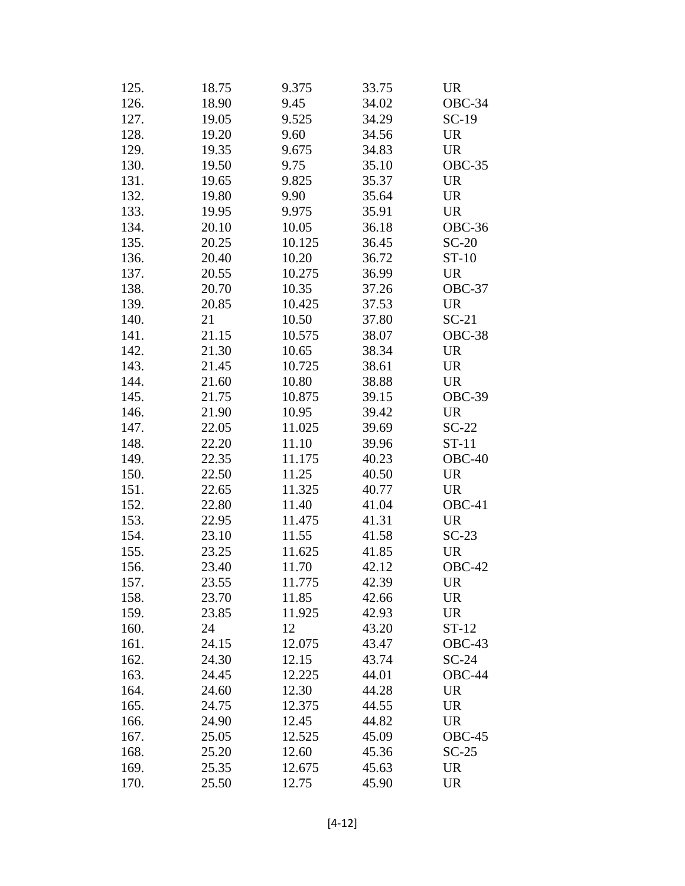| | | | | |
|---|---|---|---|---|
| 125. | 18.75 | 9.375 | 33.75 | UR |
| 126. | 18.90 | 9.45 | 34.02 | OBC-34 |
| 127. | 19.05 | 9.525 | 34.29 | SC-19 |
| 128. | 19.20 | 9.60 | 34.56 | UR |
| 129. | 19.35 | 9.675 | 34.83 | UR |
| 130. | 19.50 | 9.75 | 35.10 | OBC-35 |
| 131. | 19.65 | 9.825 | 35.37 | UR |
| 132. | 19.80 | 9.90 | 35.64 | UR |
| 133. | 19.95 | 9.975 | 35.91 | UR |
| 134. | 20.10 | 10.05 | 36.18 | OBC-36 |
| 135. | 20.25 | 10.125 | 36.45 | SC-20 |
| 136. | 20.40 | 10.20 | 36.72 | ST-10 |
| 137. | 20.55 | 10.275 | 36.99 | UR |
| 138. | 20.70 | 10.35 | 37.26 | OBC-37 |
| 139. | 20.85 | 10.425 | 37.53 | UR |
| 140. | 21 | 10.50 | 37.80 | SC-21 |
| 141. | 21.15 | 10.575 | 38.07 | OBC-38 |
| 142. | 21.30 | 10.65 | 38.34 | UR |
| 143. | 21.45 | 10.725 | 38.61 | UR |
| 144. | 21.60 | 10.80 | 38.88 | UR |
| 145. | 21.75 | 10.875 | 39.15 | OBC-39 |
| 146. | 21.90 | 10.95 | 39.42 | UR |
| 147. | 22.05 | 11.025 | 39.69 | SC-22 |
| 148. | 22.20 | 11.10 | 39.96 | ST-11 |
| 149. | 22.35 | 11.175 | 40.23 | OBC-40 |
| 150. | 22.50 | 11.25 | 40.50 | UR |
| 151. | 22.65 | 11.325 | 40.77 | UR |
| 152. | 22.80 | 11.40 | 41.04 | OBC-41 |
| 153. | 22.95 | 11.475 | 41.31 | UR |
| 154. | 23.10 | 11.55 | 41.58 | SC-23 |
| 155. | 23.25 | 11.625 | 41.85 | UR |
| 156. | 23.40 | 11.70 | 42.12 | OBC-42 |
| 157. | 23.55 | 11.775 | 42.39 | UR |
| 158. | 23.70 | 11.85 | 42.66 | UR |
| 159. | 23.85 | 11.925 | 42.93 | UR |
| 160. | 24 | 12 | 43.20 | ST-12 |
| 161. | 24.15 | 12.075 | 43.47 | OBC-43 |
| 162. | 24.30 | 12.15 | 43.74 | SC-24 |
| 163. | 24.45 | 12.225 | 44.01 | OBC-44 |
| 164. | 24.60 | 12.30 | 44.28 | UR |
| 165. | 24.75 | 12.375 | 44.55 | UR |
| 166. | 24.90 | 12.45 | 44.82 | UR |
| 167. | 25.05 | 12.525 | 45.09 | OBC-45 |
| 168. | 25.20 | 12.60 | 45.36 | SC-25 |
| 169. | 25.35 | 12.675 | 45.63 | UR |
| 170. | 25.50 | 12.75 | 45.90 | UR |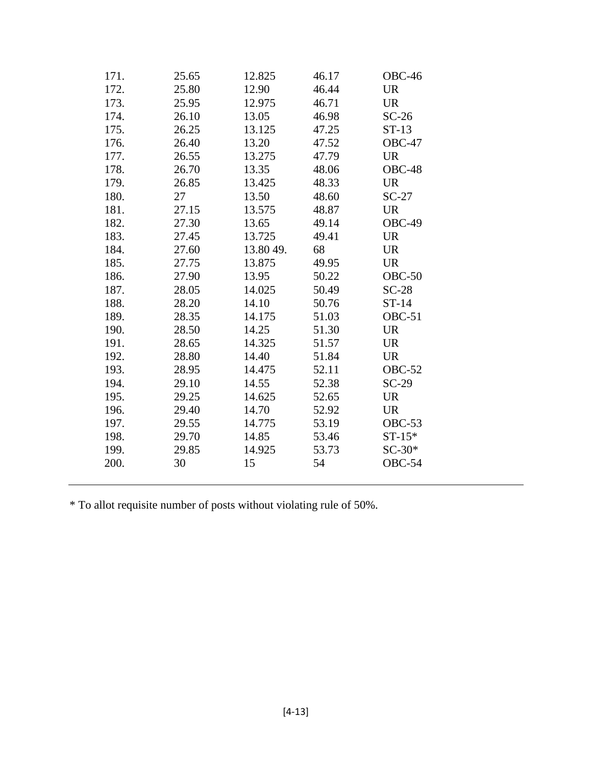| | | | | |
|---|---|---|---|---|
| 171. | 25.65 | 12.825 | 46.17 | OBC-46 |
| 172. | 25.80 | 12.90 | 46.44 | UR |
| 173. | 25.95 | 12.975 | 46.71 | UR |
| 174. | 26.10 | 13.05 | 46.98 | SC-26 |
| 175. | 26.25 | 13.125 | 47.25 | ST-13 |
| 176. | 26.40 | 13.20 | 47.52 | OBC-47 |
| 177. | 26.55 | 13.275 | 47.79 | UR |
| 178. | 26.70 | 13.35 | 48.06 | OBC-48 |
| 179. | 26.85 | 13.425 | 48.33 | UR |
| 180. | 27 | 13.50 | 48.60 | SC-27 |
| 181. | 27.15 | 13.575 | 48.87 | UR |
| 182. | 27.30 | 13.65 | 49.14 | OBC-49 |
| 183. | 27.45 | 13.725 | 49.41 | UR |
| 184. | 27.60 | 13.80 49. | 68 | UR |
| 185. | 27.75 | 13.875 | 49.95 | UR |
| 186. | 27.90 | 13.95 | 50.22 | OBC-50 |
| 187. | 28.05 | 14.025 | 50.49 | SC-28 |
| 188. | 28.20 | 14.10 | 50.76 | ST-14 |
| 189. | 28.35 | 14.175 | 51.03 | OBC-51 |
| 190. | 28.50 | 14.25 | 51.30 | UR |
| 191. | 28.65 | 14.325 | 51.57 | UR |
| 192. | 28.80 | 14.40 | 51.84 | UR |
| 193. | 28.95 | 14.475 | 52.11 | OBC-52 |
| 194. | 29.10 | 14.55 | 52.38 | SC-29 |
| 195. | 29.25 | 14.625 | 52.65 | UR |
| 196. | 29.40 | 14.70 | 52.92 | UR |
| 197. | 29.55 | 14.775 | 53.19 | OBC-53 |
| 198. | 29.70 | 14.85 | 53.46 | ST-15* |
| 199. | 29.85 | 14.925 | 53.73 | SC-30* |
| 200. | 30 | 15 | 54 | OBC-54 |

---

* To allot requisite number of posts without violating rule of 50%.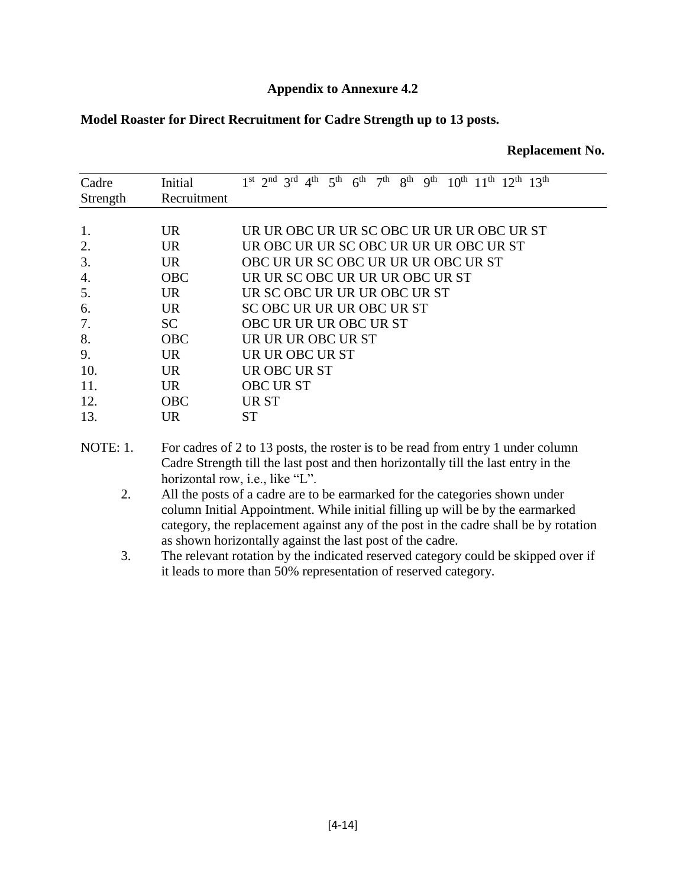**Appendix to Annexure 4.2**

**Model Roaster for Direct Recruitment for Cadre Strength up to 13 posts.**

| | | **Replacement No.** | | | | | | | | | | | | |
|---|---|---|---|---|---|---|---|---|---|---|---|---|---|---|
| Cadre Strength | Initial Recruitment | 1st | 2nd | 3rd | 4th | 5th | 6th | 7th | 8th | 9th | 10th | 11th | 12th | 13th |
| 1. | UR | UR | UR | OBC | UR | UR | SC | OBC | UR | UR | UR | OBC | UR | ST |
| 2. | UR | UR | OBC | UR | UR | SC | OBC | UR | UR | UR | OBC | UR | ST | |
| 3. | UR | OBC | UR | UR | SC | OBC | UR | UR | UR | OBC | UR | ST | | |
| 4. | OBC | UR | UR | SC | OBC | UR | UR | UR | OBC | UR | ST | | | |
| 5. | UR | UR | SC | OBC | UR | UR | UR | OBC | UR | ST | | | | |
| 6. | UR | SC | OBC | UR | UR | UR | OBC | UR | ST | | | | | |
| 7. | SC | OBC | UR | UR | UR | OBC | UR | ST | | | | | | |
| 8. | OBC | UR | UR | UR | OBC | UR | ST | | | | | | | |
| 9. | UR | UR | UR | OBC | UR | ST | | | | | | | | |
| 10. | UR | UR | OBC | UR | ST | | | | | | | | | |
| 11. | UR | OBC | UR | ST | | | | | | | | | | |
| 12. | OBC | UR | ST | | | | | | | | | | | |
| 13. | UR | ST | | | | | | | | | | | | |

NOTE: 1. For cadres of 2 to 13 posts, the roster is to be read from entry 1 under column Cadre Strength till the last post and then horizontally till the last entry in the horizontal row, i.e., like "L".

2. All the posts of a cadre are to be earmarked for the categories shown under column Initial Appointment. While initial filling up will be by the earmarked category, the replacement against any of the post in the cadre shall be by rotation as shown horizontally against the last post of the cadre.

3. The relevant rotation by the indicated reserved category could be skipped over if it leads to more than 50% representation of reserved category.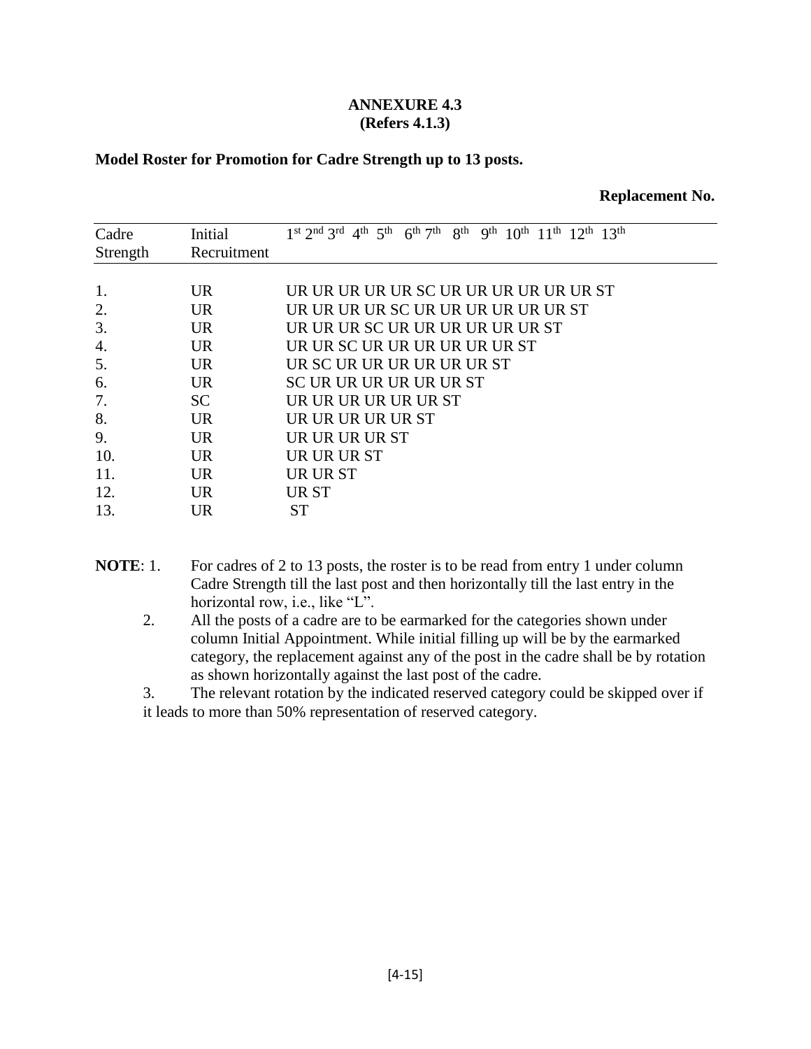**ANNEXURE 4.3**
**(Refers 4.1.3)**

**Model Roster for Promotion for Cadre Strength up to 13 posts.**

**Replacement No.**

| Cadre Strength | Initial Recruitment | 1st 2nd 3rd 4th 5th 6th 7th 8th 9th 10th 11th 12th 13th |
|---|---|---|
| 1. | UR | UR UR UR UR UR SC UR UR UR UR UR UR ST |
| 2. | UR | UR UR UR UR SC UR UR UR UR UR UR ST |
| 3. | UR | UR UR UR SC UR UR UR UR UR UR ST |
| 4. | UR | UR UR SC UR UR UR UR UR UR ST |
| 5. | UR | UR SC UR UR UR UR UR UR ST |
| 6. | UR | SC UR UR UR UR UR ST |
| 7. | SC | UR UR UR UR UR UR ST |
| 8. | UR | UR UR UR UR UR ST |
| 9. | UR | UR UR UR UR ST |
| 10. | UR | UR UR UR ST |
| 11. | UR | UR UR ST |
| 12. | UR | UR ST |
| 13. | UR | ST |

**NOTE**: 1. For cadres of 2 to 13 posts, the roster is to be read from entry 1 under column Cadre Strength till the last post and then horizontally till the last entry in the horizontal row, i.e., like "L".

2. All the posts of a cadre are to be earmarked for the categories shown under column Initial Appointment. While initial filling up will be by the earmarked category, the replacement against any of the post in the cadre shall be by rotation as shown horizontally against the last post of the cadre.

3. The relevant rotation by the indicated reserved category could be skipped over if it leads to more than 50% representation of reserved category.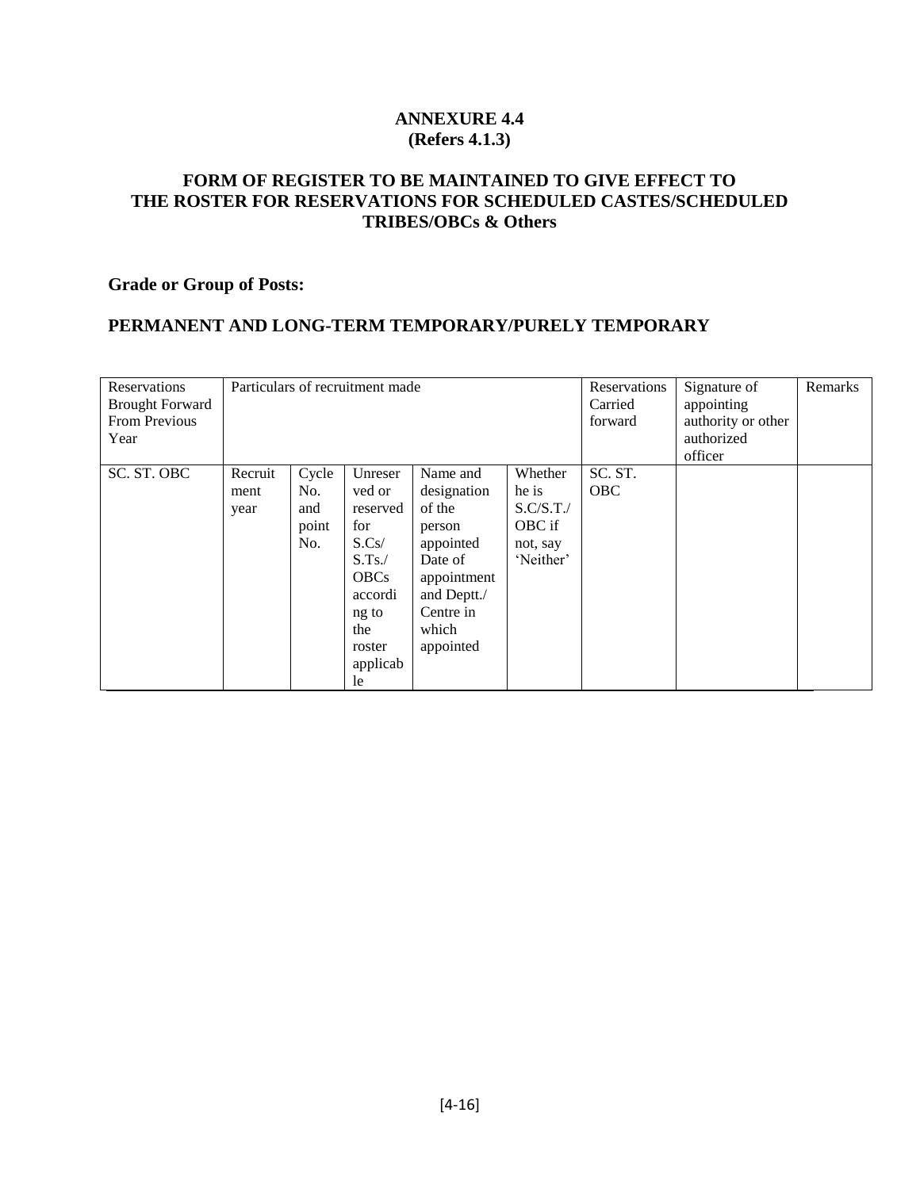**ANNEXURE 4.4**
**(Refers 4.1.3)**

**FORM OF REGISTER TO BE MAINTAINED TO GIVE EFFECT TO THE ROSTER FOR RESERVATIONS FOR SCHEDULED CASTES/SCHEDULED TRIBES/OBCs & Others**

**Grade or Group of Posts:**

**PERMANENT AND LONG-TERM TEMPORARY/PURELY TEMPORARY**

| Reservations Brought Forward From Previous Year | Particulars of recruitment made | | | | | Reservations Carried forward | Signature of appointing authority or other authorized officer | Remarks |
|---|---|---|---|---|---|---|---|---|
| SC. ST. OBC | Recruitment year | Cycle No. and point No. | Unreserved or reserved for S.Cs/ S.Ts./ OBCs according to the roster applicable | Name and designation of the person appointed Date of appointment and Deptt./ Centre in which appointed | Whether he is S.C/S.T./ OBC if not, say 'Neither' | SC. ST. OBC | | |